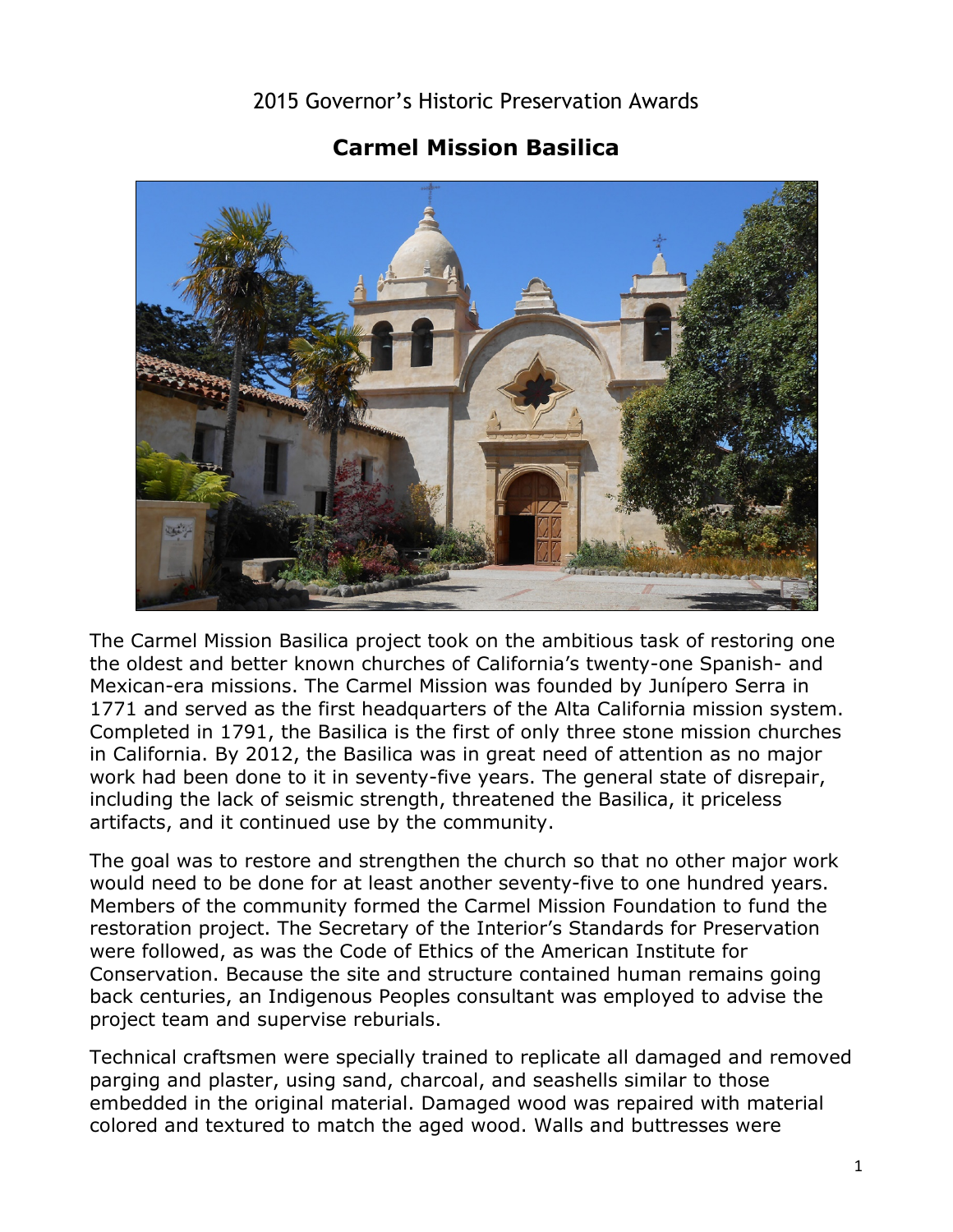2015 Governor's Historic Preservation Awards

# Carmel Mission Basilica

The Carmel Mission Basilica project took on the ambitious task of restoring one the oldest and better known churches of California's twenty-one Spanish- and Mexican-era missions. The Carmel Mission was founded by Junípero Serra in 1771 and served as the first headquarters of the Alta California mission system. Completed in 1791, the Basilica is the first of only three stone mission churches in California. By 2012, the Basilica was in great need of attention as no major work had been done to it in seventy-five years. The general state of disrepair, including the lack of seismic strength, threatened the Basilica, it priceless artifacts, and it continued use by the community.

The goal was to restore and strengthen the church so that no other major work would need to be done for at least another seventy-five to one hundred years. Members of the community formed the Carmel Mission Foundation to fund the restoration project. The Secretary of the Interior's Standards for Preservation were followed, as was the Code of Ethics of the American Institute for Conservation. Because the site and structure contained human remains going back centuries, an Indigenous Peoples consultant was employed to advise the project team and supervise reburials.

Technical craftsmen were specially trained to replicate all damaged and removed parging and plaster, using sand, charcoal, and seashells similar to those embedded in the original material. Damaged wood was repaired with material colored and textured to match the aged wood. Walls and buttresses were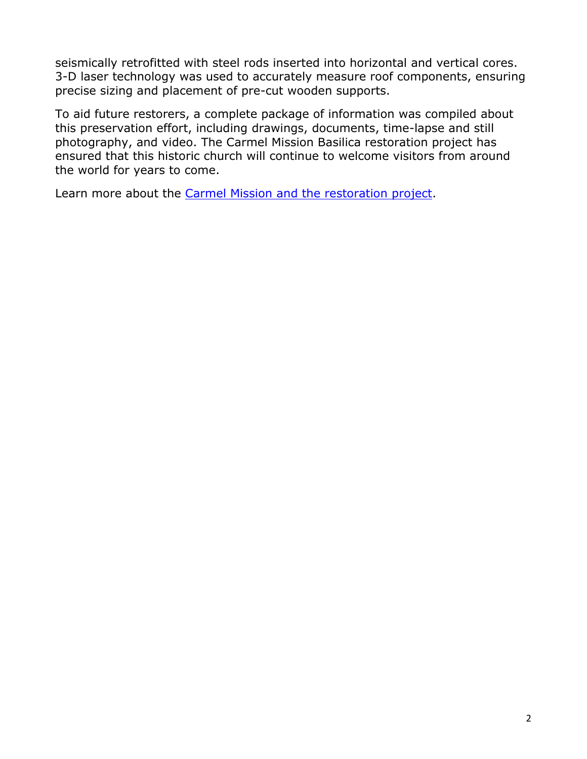seismically retrofitted with steel rods inserted into horizontal and vertical cores. 3-D laser technology was used to accurately measure roof components, ensuring precise sizing and placement of pre-cut wooden supports.

To aid future restorers, a complete package of information was compiled about this preservation effort, including drawings, documents, time-lapse and still photography, and video. The Carmel Mission Basilica restoration project has ensured that this historic church will continue to welcome visitors from around the world for years to come.

Learn more about the Carmel Mission and the restoration project.